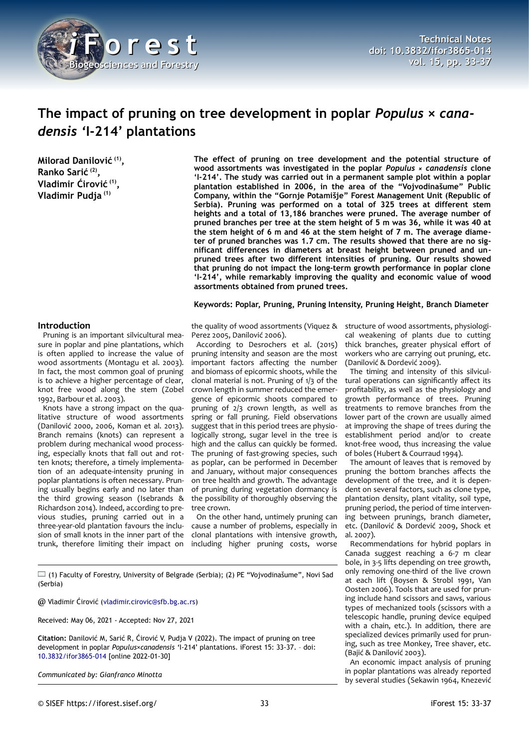# The impact of pruning on tree development in poplar *Populus × canadensis* 'I-214' plantations

**Milorad Danilović [(1)], Ranko Sarić [(2)], Vladimir Ćirović [(1)], Vladimir Pudja [(1)]**

**The effect of pruning on tree development and the potential structure of wood assortments was investigated in the poplar *Populus × canadensis* clone 'I-214'. The study was carried out in a permanent sample plot within a poplar plantation established in 2006, in the area of the "Vojvodinašume" Public Company, within the "Gornje Potamišje" Forest Management Unit (Republic of Serbia). Pruning was performed on a total of 325 trees at different stem heights and a total of 13,186 branches were pruned. The average number of pruned branches per tree at the stem height of 5 m was 36, while it was 40 at the stem height of 6 m and 46 at the stem height of 7 m. The average diameter of pruned branches was 1.7 cm. The results showed that there are no significant differences in diameters at breast height between pruned and unpruned trees after two different intensities of pruning. Our results showed that pruning do not impact the long-term growth performance in poplar clone 'I-214', while remarkably improving the quality and economic value of wood assortments obtained from pruned trees.**

**Keywords: Poplar, Pruning, Pruning Intensity, Pruning Height, Branch Diameter**

## Introduction

Pruning is an important silvicultural measure in poplar and pine plantations, which is often applied to increase the value of wood assortments (Montagu et al. 2003). In fact, the most common goal of pruning is to achieve a higher percentage of clear, knot free wood along the stem (Zobel 1992, Barbour et al. 2003).

Knots have a strong impact on the qualitative structure of wood assortments (Danilović 2000, 2006, Koman et al. 2013). Branch remains (knots) can represent a problem during mechanical wood processing, especially knots that fall out and rotten knots; therefore, a timely implementation of an adequate-intensity pruning in poplar plantations is often necessary. Pruning usually begins early and no later than the third growing season (Isebrands & Richardson 2014). Indeed, according to previous studies, pruning carried out in a three-year-old plantation favours the inclusion of small knots in the inner part of the trunk, therefore limiting their impact on the quality of wood assortments (Viquez & Perez 2005, Danilović 2006).

According to Desrochers et al. (2015) pruning intensity and season are the most important factors affecting the number and biomass of epicormic shoots, while the clonal material is not. Pruning of 1/3 of the crown length in summer reduced the emergence of epicormic shoots compared to pruning of 2/3 crown length, as well as spring or fall pruning. Field observations suggest that in this period trees are physiologically strong, sugar level in the tree is high and the callus can quickly be formed. The pruning of fast-growing species, such as poplar, can be performed in December and January, without major consequences on tree health and growth. The advantage of pruning during vegetation dormancy is the possibility of thoroughly observing the tree crown.

On the other hand, untimely pruning can cause a number of problems, especially in clonal plantations with intensive growth, including higher pruning costs, worse structure of wood assortments, physiological weakening of plants due to cutting thick branches, greater physical effort of workers who are carrying out pruning, etc. (Danilović & Dordević 2009).

The timing and intensity of this silvicultural operations can significantly affect its profitability, as well as the physiology and growth performance of trees. Pruning treatments to remove branches from the lower part of the crown are usually aimed at improving the shape of trees during the establishment period and/or to create knot-free wood, thus increasing the value of boles (Hubert & Courraud 1994).

The amount of leaves that is removed by pruning the bottom branches affects the development of the tree, and it is dependent on several factors, such as clone type, plantation density, plant vitality, soil type, pruning period, the period of time intervening between prunings, branch diameter, etc. (Danilović & Dordević 2009, Shock et al. 2007).

Recommendations for hybrid poplars in Canada suggest reaching a 6-7 m clear bole, in 3-5 lifts depending on tree growth, only removing one-third of the live crown at each lift (Boysen & Strobl 1991, Van Oosten 2006). Tools that are used for pruning include hand scissors and saws, various types of mechanized tools (scissors with a telescopic handle, pruning device equiped with a chain, etc.). In addition, there are specialized devices primarily used for pruning, such as tree Monkey, Tree shaver, etc. (Bajić & Danilović 2003).

An economic impact analysis of pruning in poplar plantations was already reported by several studies (Sekawin 1964, Knezević

---

(1) Faculty of Forestry, University of Belgrade (Serbia); (2) PE "Vojvodinašume", Novi Sad (Serbia)

@ Vladimir Ćirović (vladimir.cirovic@sfb.bg.ac.rs)

Received: May 06, 2021 - Accepted: Nov 27, 2021

**Citation:** Danilović M, Sarić R, Ćirović V, Pudja V (2022). The impact of pruning on tree development in poplar *Populus×canadensis* 'I-214' plantations. iForest 15: 33-37. - doi: 10.3832/ifor3865-014 [online 2022-01-30]

*Communicated by: Gianfranco Minotta*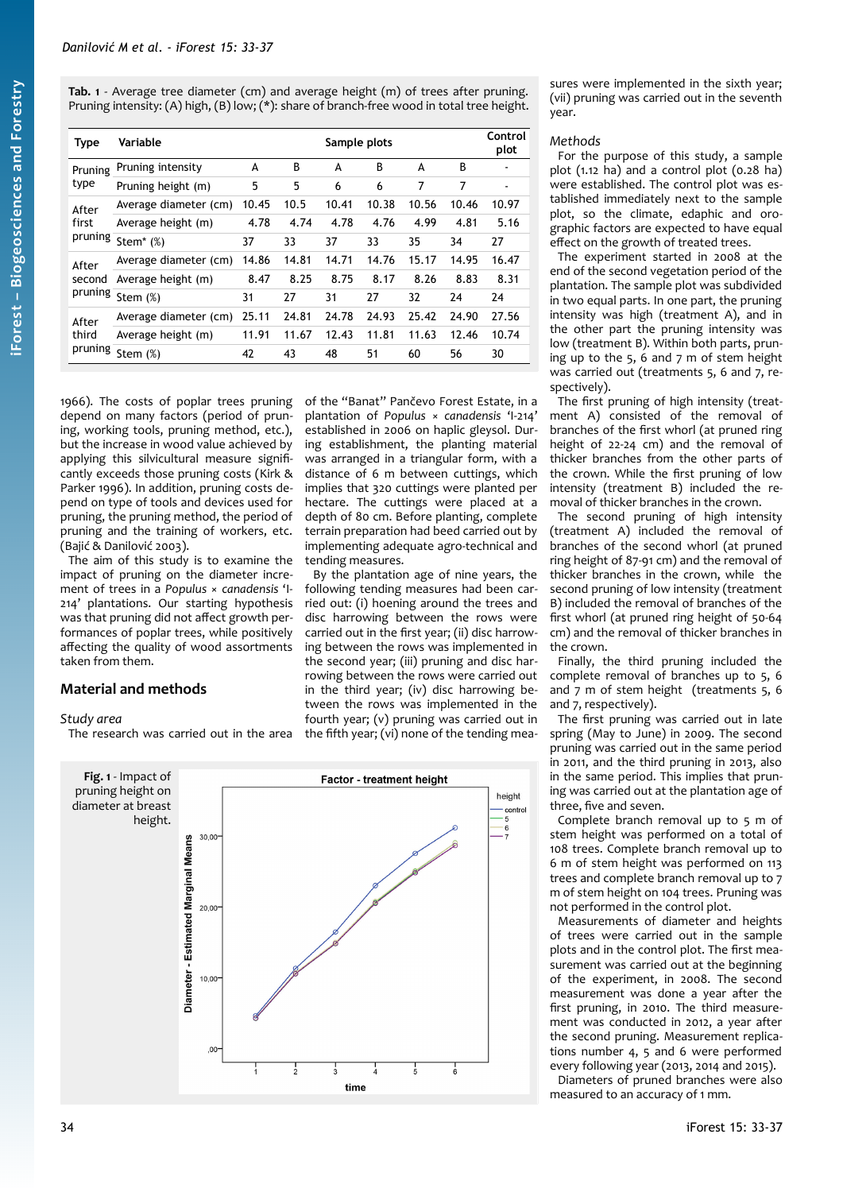**Tab. 1** - Average tree diameter (cm) and average height (m) of trees after pruning. Pruning intensity: (A) high, (B) low; (*): share of branch-free wood in total tree height.

| Type | Variable | Sample plots | | | | | | Control plot |
|---|---|---|---|---|---|---|---|---|
| Pruning type | Pruning intensity | A | B | A | B | A | B | - |
| | Pruning height (m) | 5 | 5 | 6 | 6 | 7 | 7 | - |
| After first pruning | Average diameter (cm) | 10.45 | 10.5 | 10.41 | 10.38 | 10.56 | 10.46 | 10.97 |
| | Average height (m) | 4.78 | 4.74 | 4.78 | 4.76 | 4.99 | 4.81 | 5.16 |
| | Stem* (%) | 37 | 33 | 37 | 33 | 35 | 34 | 27 |
| After second pruning | Average diameter (cm) | 14.86 | 14.81 | 14.71 | 14.76 | 15.17 | 14.95 | 16.47 |
| | Average height (m) | 8.47 | 8.25 | 8.75 | 8.17 | 8.26 | 8.83 | 8.31 |
| | Stem (%) | 31 | 27 | 31 | 27 | 32 | 24 | 24 |
| After third pruning | Average diameter (cm) | 25.11 | 24.81 | 24.78 | 24.93 | 25.42 | 24.90 | 27.56 |
| | Average height (m) | 11.91 | 11.67 | 12.43 | 11.81 | 11.63 | 12.46 | 10.74 |
| | Stem (%) | 42 | 43 | 48 | 51 | 60 | 56 | 30 |

1966). The costs of poplar trees pruning depend on many factors (period of pruning, working tools, pruning method, etc.), but the increase in wood value achieved by applying this silvicultural measure significantly exceeds those pruning costs (Kirk & Parker 1996). In addition, pruning costs depend on type of tools and devices used for pruning, the pruning method, the period of pruning and the training of workers, etc. (Bajić & Danilović 2003).

The aim of this study is to examine the impact of pruning on the diameter increment of trees in a *Populus* × *canadensis* 'I-214' plantations. Our starting hypothesis was that pruning did not affect growth performances of poplar trees, while positively affecting the quality of wood assortments taken from them.

## Material and methods

### *Study area*

The research was carried out in the area of the "Banat" Pančevo Forest Estate, in a plantation of *Populus* × *canadensis* 'I-214' established in 2006 on haplic gleysol. During establishment, the planting material was arranged in a triangular form, with a distance of 6 m between cuttings, which implies that 320 cuttings were planted per hectare. The cuttings were placed at a depth of 80 cm. Before planting, complete terrain preparation had beed carried out by implementing adequate agro-technical and tending measures.

By the plantation age of nine years, the following tending measures had been carried out: (i) hoening around the trees and disc harrowing between the rows were carried out in the first year; (ii) disc harrowing between the rows was implemented in the second year; (iii) pruning and disc harrowing between the rows were carried out in the third year; (iv) disc harrowing between the rows was implemented in the fourth year; (v) pruning was carried out in the fifth year; (vi) none of the tending measures were implemented in the sixth year; (vii) pruning was carried out in the seventh year.

### *Methods*

For the purpose of this study, a sample plot (1.12 ha) and a control plot (0.28 ha) were established. The control plot was established immediately next to the sample plot, so the climate, edaphic and orographic factors are expected to have equal effect on the growth of treated trees.

The experiment started in 2008 at the end of the second vegetation period of the plantation. The sample plot was subdivided in two equal parts. In one part, the pruning intensity was high (treatment A), and in the other part the pruning intensity was low (treatment B). Within both parts, pruning up to the 5, 6 and 7 m of stem height was carried out (treatments 5, 6 and 7, respectively).

The first pruning of high intensity (treatment A) consisted of the removal of branches of the first whorl (at pruned ring height of 22-24 cm) and the removal of thicker branches from the other parts of the crown. While the first pruning of low intensity (treatment B) included the removal of thicker branches in the crown.

The second pruning of high intensity (treatment A) included the removal of branches of the second whorl (at pruned ring height of 87-91 cm) and the removal of thicker branches in the crown, while the second pruning of low intensity (treatment B) included the removal of branches of the first whorl (at pruned ring height of 50-64 cm) and the removal of thicker branches in the crown.

Finally, the third pruning included the complete removal of branches up to 5, 6 and 7 m of stem height (treatments 5, 6 and 7, respectively).

The first pruning was carried out in late spring (May to June) in 2009. The second pruning was carried out in the same period in 2011, and the third pruning in 2013, also in the same period. This implies that pruning was carried out at the plantation age of three, five and seven.

Complete branch removal up to 5 m of stem height was performed on a total of 108 trees. Complete branch removal up to 6 m of stem height was performed on 113 trees and complete branch removal up to 7 m of stem height on 104 trees. Pruning was not performed in the control plot.

Measurements of diameter and heights of trees were carried out in the sample plots and in the control plot. The first measurement was carried out at the beginning of the experiment, in 2008. The second measurement was done a year after the first pruning, in 2010. The third measurement was conducted in 2012, a year after the second pruning. Measurement replications number 4, 5 and 6 were performed every following year (2013, 2014 and 2015).

Diameters of pruned branches were also measured to an accuracy of 1 mm.

Factor - treatment height

height
control
5
6
7

Diameter - Estimated Marginal Means

30,00
20,00
10,00
,00

1 2 3 4 5 6

time

**Fig. 1** - Impact of pruning height on diameter at breast height.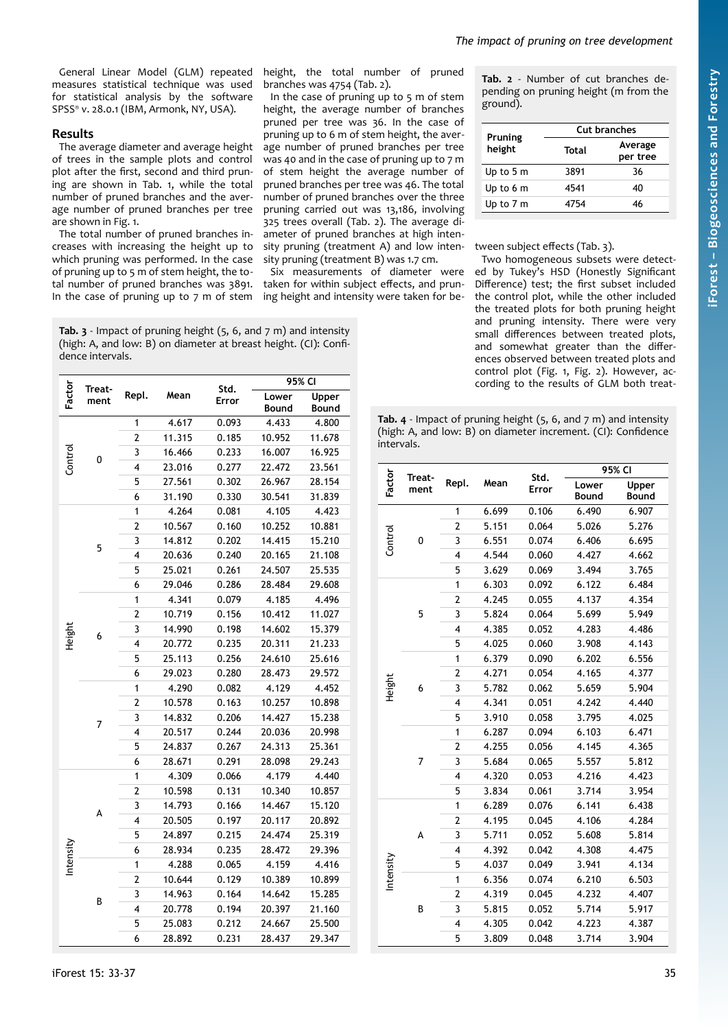General Linear Model (GLM) repeated measures statistical technique was used for statistical analysis by the software SPSS® v. 28.0.1 (IBM, Armonk, NY, USA).

## Results

The average diameter and average height of trees in the sample plots and control plot after the first, second and third pruning are shown in Tab. 1, while the total number of pruned branches and the average number of pruned branches per tree are shown in Fig. 1.

The total number of pruned branches increases with increasing the height up to which pruning was performed. In the case of pruning up to 5 m of stem height, the total number of pruned branches was 3891. In the case of pruning up to 7 m of stem height, the total number of pruned branches was 4754 (Tab. 2).

In the case of pruning up to 5 m of stem height, the average number of branches pruned per tree was 36. In the case of pruning up to 6 m of stem height, the average number of pruned branches per tree was 40 and in the case of pruning up to 7 m of stem height the average number of pruned branches per tree was 46. The total number of pruned branches over the three pruning carried out was 13,186, involving 325 trees overall (Tab. 2). The average diameter of pruned branches at high intensity pruning (treatment A) and low intensity pruning (treatment B) was 1.7 cm.

Six measurements of diameter were taken for within subject effects, and pruning height and intensity were taken for between subject effects (Tab. 3).

Two homogeneous subsets were detected by Tukey's HSD (Honestly Significant Difference) test; the first subset included the control plot, while the other included the treated plots for both pruning height and pruning intensity. There were very small differences between treated plots, and somewhat greater than the differences observed between treated plots and control plot (Fig. 1, Fig. 2). However, according to the results of GLM both treat-

**Tab. 2** - Number of cut branches depending on pruning height (m from the ground).

| Pruning height | Cut branches | |
|---|---|---|
| | Total | Average per tree |
| Up to 5 m | 3891 | 36 |
| Up to 6 m | 4541 | 40 |
| Up to 7 m | 4754 | 46 |

**Tab. 3** - Impact of pruning height (5, 6, and 7 m) and intensity (high: A, and low: B) on diameter at breast height. (CI): Confidence intervals.

| Factor | Treat-ment | Repl. | Mean | Std. Error | 95% CI | |
|---|---|---|---|---|---|---|
| | | | | | Lower Bound | Upper Bound |
| Control | 0 | 1 | 4.617 | 0.093 | 4.433 | 4.800 |
| | | 2 | 11.315 | 0.185 | 10.952 | 11.678 |
| | | 3 | 16.466 | 0.233 | 16.007 | 16.925 |
| | | 4 | 23.016 | 0.277 | 22.472 | 23.561 |
| | | 5 | 27.561 | 0.302 | 26.967 | 28.154 |
| | | 6 | 31.190 | 0.330 | 30.541 | 31.839 |
| Height | 5 | 1 | 4.264 | 0.081 | 4.105 | 4.423 |
| | | 2 | 10.567 | 0.160 | 10.252 | 10.881 |
| | | 3 | 14.812 | 0.202 | 14.415 | 15.210 |
| | | 4 | 20.636 | 0.240 | 20.165 | 21.108 |
| | | 5 | 25.021 | 0.261 | 24.507 | 25.535 |
| | | 6 | 29.046 | 0.286 | 28.484 | 29.608 |
| | 6 | 1 | 4.341 | 0.079 | 4.185 | 4.496 |
| | | 2 | 10.719 | 0.156 | 10.412 | 11.027 |
| | | 3 | 14.990 | 0.198 | 14.602 | 15.379 |
| | | 4 | 20.772 | 0.235 | 20.311 | 21.233 |
| | | 5 | 25.113 | 0.256 | 24.610 | 25.616 |
| | | 6 | 29.023 | 0.280 | 28.473 | 29.572 |
| | 7 | 1 | 4.290 | 0.082 | 4.129 | 4.452 |
| | | 2 | 10.578 | 0.163 | 10.257 | 10.898 |
| | | 3 | 14.832 | 0.206 | 14.427 | 15.238 |
| | | 4 | 20.517 | 0.244 | 20.036 | 20.998 |
| | | 5 | 24.837 | 0.267 | 24.313 | 25.361 |
| | | 6 | 28.671 | 0.291 | 28.098 | 29.243 |
| Intensity | A | 1 | 4.309 | 0.066 | 4.179 | 4.440 |
| | | 2 | 10.598 | 0.131 | 10.340 | 10.857 |
| | | 3 | 14.793 | 0.166 | 14.467 | 15.120 |
| | | 4 | 20.505 | 0.197 | 20.117 | 20.892 |
| | | 5 | 24.897 | 0.215 | 24.474 | 25.319 |
| | | 6 | 28.934 | 0.235 | 28.472 | 29.396 |
| | B | 1 | 4.288 | 0.065 | 4.159 | 4.416 |
| | | 2 | 10.644 | 0.129 | 10.389 | 10.899 |
| | | 3 | 14.963 | 0.164 | 14.642 | 15.285 |
| | | 4 | 20.778 | 0.194 | 20.397 | 21.160 |
| | | 5 | 25.083 | 0.212 | 24.667 | 25.500 |
| | | 6 | 28.892 | 0.231 | 28.437 | 29.347 |

**Tab. 4** - Impact of pruning height (5, 6, and 7 m) and intensity (high: A, and low: B) on diameter increment. (CI): Confidence intervals.

| Factor | Treat-ment | Repl. | Mean | Std. Error | 95% CI | |
|---|---|---|---|---|---|---|
| | | | | | Lower Bound | Upper Bound |
| Control | 0 | 1 | 6.699 | 0.106 | 6.490 | 6.907 |
| | | 2 | 5.151 | 0.064 | 5.026 | 5.276 |
| | | 3 | 6.551 | 0.074 | 6.406 | 6.695 |
| | | 4 | 4.544 | 0.060 | 4.427 | 4.662 |
| | | 5 | 3.629 | 0.069 | 3.494 | 3.765 |
| Height | 5 | 1 | 6.303 | 0.092 | 6.122 | 6.484 |
| | | 2 | 4.245 | 0.055 | 4.137 | 4.354 |
| | | 3 | 5.824 | 0.064 | 5.699 | 5.949 |
| | | 4 | 4.385 | 0.052 | 4.283 | 4.486 |
| | | 5 | 4.025 | 0.060 | 3.908 | 4.143 |
| | 6 | 1 | 6.379 | 0.090 | 6.202 | 6.556 |
| | | 2 | 4.271 | 0.054 | 4.165 | 4.377 |
| | | 3 | 5.782 | 0.062 | 5.659 | 5.904 |
| | | 4 | 4.341 | 0.051 | 4.242 | 4.440 |
| | | 5 | 3.910 | 0.058 | 3.795 | 4.025 |
| | 7 | 1 | 6.287 | 0.094 | 6.103 | 6.471 |
| | | 2 | 4.255 | 0.056 | 4.145 | 4.365 |
| | | 3 | 5.684 | 0.065 | 5.557 | 5.812 |
| | | 4 | 4.320 | 0.053 | 4.216 | 4.423 |
| | | 5 | 3.834 | 0.061 | 3.714 | 3.954 |
| Intensity | A | 1 | 6.289 | 0.076 | 6.141 | 6.438 |
| | | 2 | 4.195 | 0.045 | 4.106 | 4.284 |
| | | 3 | 5.711 | 0.052 | 5.608 | 5.814 |
| | | 4 | 4.392 | 0.042 | 4.308 | 4.475 |
| | | 5 | 4.037 | 0.049 | 3.941 | 4.134 |
| | B | 1 | 6.356 | 0.074 | 6.210 | 6.503 |
| | | 2 | 4.319 | 0.045 | 4.232 | 4.407 |
| | | 3 | 5.815 | 0.052 | 5.714 | 5.917 |
| | | 4 | 4.305 | 0.042 | 4.223 | 4.387 |
| | | 5 | 3.809 | 0.048 | 3.714 | 3.904 |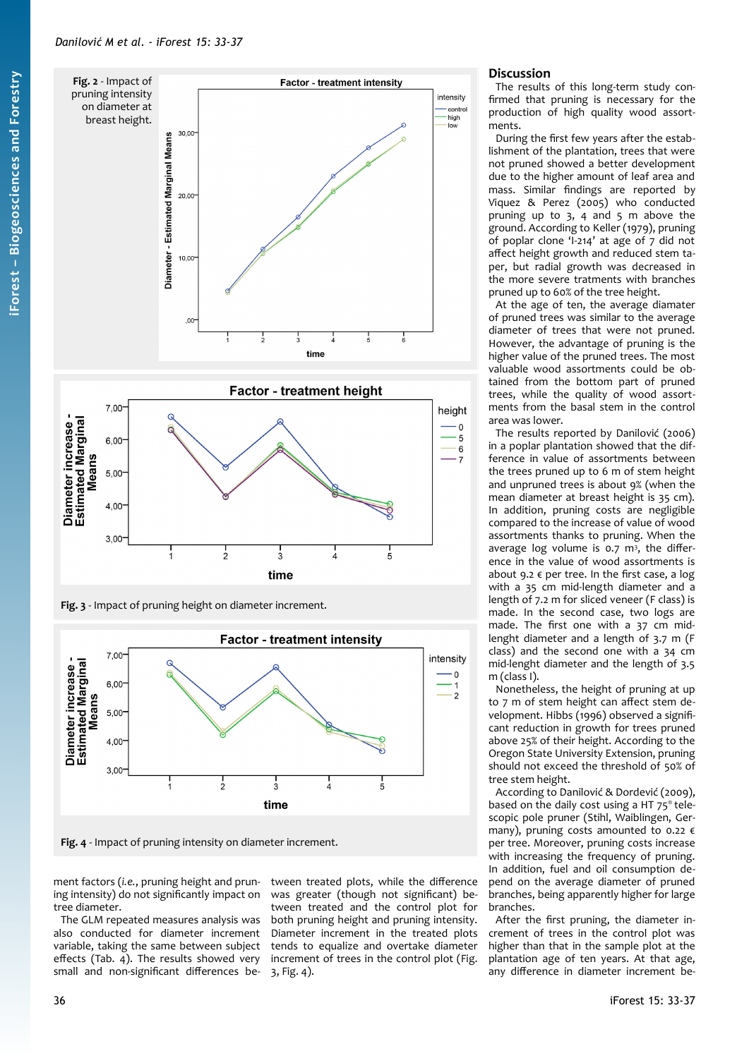Fig. 2 - Impact of pruning intensity on diameter at breast height.

Factor - treatment intensity

Diameter - Estimated Marginal Means

30,00
20,00
10,00
,00

time

1 2 3 4 5 6

intensity
control
high
low

Factor - treatment height

Diameter increase - Estimated Marginal Means

7,00
6,00
5,00
4,00
3,00

time

1 2 3 4 5

height
0
5
6
7

Fig. 3 - Impact of pruning height on diameter increment.

Factor - treatment intensity

Diameter increase - Estimated Marginal Means

7,00
6,00
5,00
4,00
3,00

time

1 2 3 4 5

intensity
0
1
2

Fig. 4 - Impact of pruning intensity on diameter increment.

ment factors (*i.e.*, pruning height and pruning intensity) do not significantly impact on tree diameter.

The GLM repeated measures analysis was also conducted for diameter increment variable, taking the same between subject effects (Tab. 4). The results showed very small and non-significant differences between treated plots, while the difference was greater (though not significant) between treated and the control plot for both pruning height and pruning intensity. Diameter increment in the treated plots tends to equalize and overtake diameter increment of trees in the control plot (Fig. 3, Fig. 4).

## Discussion

The results of this long-term study confirmed that pruning is necessary for the production of high quality wood assortments.

During the first few years after the establishment of the plantation, trees that were not pruned showed a better development due to the higher amount of leaf area and mass. Similar findings are reported by Viquez & Perez (2005) who conducted pruning up to 3, 4 and 5 m above the ground. According to Keller (1979), pruning of poplar clone 'I-214' at age of 7 did not affect height growth and reduced stem taper, but radial growth was decreased in the more severe tratments with branches pruned up to 60% of the tree height.

At the age of ten, the average diamater of pruned trees was similar to the average diameter of trees that were not pruned. However, the advantage of pruning is the higher value of the pruned trees. The most valuable wood assortments could be obtained from the bottom part of pruned trees, while the quality of wood assortments from the basal stem in the control area was lower.

The results reported by Danilović (2006) in a poplar plantation showed that the difference in value of assortments between the trees pruned up to 6 m of stem height and unpruned trees is about 9% (when the mean diameter at breast height is 35 cm). In addition, pruning costs are negligible compared to the increase of value of wood assortments thanks to pruning. When the average log volume is 0.7 m³, the difference in the value of wood assortments is about 9.2 € per tree. In the first case, a log with a 35 cm mid-length diameter and a length of 7.2 m for sliced veneer (F class) is made. In the second case, two logs are made. The first one with a 37 cm mid-lenght diameter and a length of 3.7 m (F class) and the second one with a 34 cm mid-lenght diameter and the length of 3.5 m (class I).

Nonetheless, the height of pruning at up to 7 m of stem height can affect stem development. Hibbs (1996) observed a significant reduction in growth for trees pruned above 25% of their height. According to the Oregon State University Extension, pruning should not exceed the threshold of 50% of tree stem height.

According to Danilović & Dorđević (2009), based on the daily cost using a HT 75® telescopic pole pruner (Stihl, Waiblingen, Germany), pruning costs amounted to 0.22 € per tree. Moreover, pruning costs increase with increasing the frequency of pruning. In addition, fuel and oil consumption depend on the average diameter of pruned branches, being apparently higher for large branches.

After the first pruning, the diameter increment of trees in the control plot was higher than that in the sample plot at the plantation age of ten years. At that age, any difference in diameter increment be-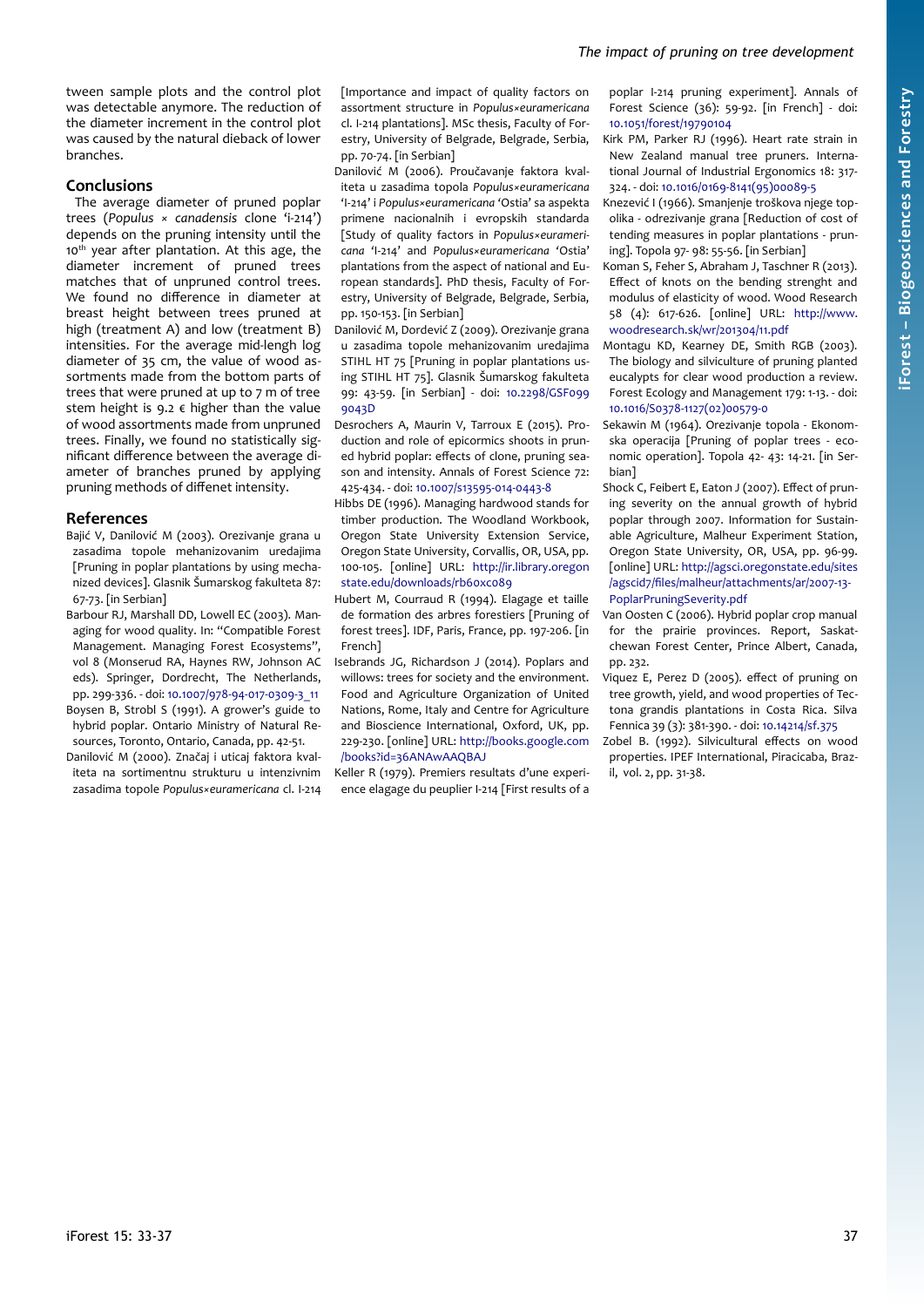tween sample plots and the control plot was detectable anymore. The reduction of the diameter increment in the control plot was caused by the natural dieback of lower branches.

## Conclusions

The average diameter of pruned poplar trees (*Populus × canadensis* clone 'i-214') depends on the pruning intensity until the 10th year after plantation. At this age, the diameter increment of pruned trees matches that of unpruned control trees. We found no difference in diameter at breast height between trees pruned at high (treatment A) and low (treatment B) intensities. For the average mid-lengh log diameter of 35 cm, the value of wood assortments made from the bottom parts of trees that were pruned at up to 7 m of tree stem height is 9.2 € higher than the value of wood assortments made from unpruned trees. Finally, we found no statistically significant difference between the average diameter of branches pruned by applying pruning methods of diffenet intensity.

## References

Bajić V, Danilović M (2003). Orezivanje grana u zasadima topole mehanizovanim uredajima [Pruning in poplar plantations by using mechanized devices]. Glasnik Šumarskog fakulteta 87: 67-73. [in Serbian]

Barbour RJ, Marshall DD, Lowell EC (2003). Managing for wood quality. In: "Compatible Forest Management. Managing Forest Ecosystems", vol 8 (Monserud RA, Haynes RW, Johnson AC eds). Springer, Dordrecht, The Netherlands, pp. 299-336. - doi: 10.1007/978-94-017-0309-3_11

Boysen B, Strobl S (1991). A grower's guide to hybrid poplar. Ontario Ministry of Natural Resources, Toronto, Ontario, Canada, pp. 42-51.

Danilović M (2000). Značaj i uticaj faktora kvaliteta na sortimentnu strukturu u intenzivnim zasadima topole *Populus×euramericana* cl. I-214 [Importance and impact of quality factors on assortment structure in *Populus×euramericana* cl. I-214 plantations]. MSc thesis, Faculty of Forestry, University of Belgrade, Belgrade, Serbia, pp. 70-74. [in Serbian]

Danilović M (2006). Proučavanje faktora kvaliteta u zasadima topola *Populus×euramericana* 'I-214' i *Populus×euramericana* 'Ostia' sa aspekta primene nacionalnih i evropskih standarda [Study of quality factors in *Populus×euramericana* 'I-214' and *Populus×euramericana* 'Ostia' plantations from the aspect of national and European standards]. PhD thesis, Faculty of Forestry, University of Belgrade, Belgrade, Serbia, pp. 150-153. [in Serbian]

Danilović M, Dordević Z (2009). Orezivanje grana u zasadima topole mehanizovanim uredajima STIHL HT 75 [Pruning in poplar plantations using STIHL HT 75]. Glasnik Šumarskog fakulteta 99: 43-59. [in Serbian] - doi: 10.2298/GSF0999043D

Desrochers A, Maurin V, Tarroux E (2015). Production and role of epicormics shoots in pruned hybrid poplar: effects of clone, pruning season and intensity. Annals of Forest Science 72: 425-434. - doi: 10.1007/s13595-014-0443-8

Hibbs DE (1996). Managing hardwood stands for timber production. The Woodland Workbook, Oregon State University Extension Service, Oregon State University, Corvallis, OR, USA, pp. 100-105. [online] URL: http://ir.library.oregonstate.edu/downloads/rb60xc089

Hubert M, Courraud R (1994). Elagage et taille de formation des arbres forestiers [Pruning of forest trees]. IDF, Paris, France, pp. 197-206. [in French]

Isebrands JG, Richardson J (2014). Poplars and willows: trees for society and the environment. Food and Agriculture Organization of United Nations, Rome, Italy and Centre for Agriculture and Bioscience International, Oxford, UK, pp. 229-230. [online] URL: http://books.google.com/books?id=36ANAwAAQBAJ

Keller R (1979). Premiers resultats d'une experience elagage du peuplier I-214 [First results of a poplar I-214 pruning experiment]. Annals of Forest Science (36): 59-92. [in French] - doi: 10.1051/forest/19790104

Kirk PM, Parker RJ (1996). Heart rate strain in New Zealand manual tree pruners. International Journal of Industrial Ergonomics 18: 317-324. - doi: 10.1016/0169-8141(95)00089-5

Knezević I (1966). Smanjenje troškova njege topolika - odrezivanje grana [Reduction of cost of tending measures in poplar plantations - pruning]. Topola 97- 98: 55-56. [in Serbian]

Koman S, Feher S, Abraham J, Taschner R (2013). Effect of knots on the bending strenght and modulus of elasticity of wood. Wood Research 58 (4): 617-626. [online] URL: http://www.woodresearch.sk/wr/201304/11.pdf

Montagu KD, Kearney DE, Smith RGB (2003). The biology and silviculture of pruning planted eucalypts for clear wood production a review. Forest Ecology and Management 179: 1-13. - doi: 10.1016/S0378-1127(02)00579-0

Sekawin M (1964). Orezivanje topola - Ekonomska operacija [Pruning of poplar trees - economic operation]. Topola 42- 43: 14-21. [in Serbian]

Shock C, Feibert E, Eaton J (2007). Effect of pruning severity on the annual growth of hybrid poplar through 2007. Information for Sustainable Agriculture, Malheur Experiment Station, Oregon State University, OR, USA, pp. 96-99. [online] URL: http://agsci.oregonstate.edu/sites/agscid7/files/malheur/attachments/ar/2007-13-PoplarPruningSeverity.pdf

Van Oosten C (2006). Hybrid poplar crop manual for the prairie provinces. Report, Saskatchewan Forest Center, Prince Albert, Canada, pp. 232.

Viquez E, Perez D (2005). effect of pruning on tree growth, yield, and wood properties of Tectona grandis plantations in Costa Rica. Silva Fennica 39 (3): 381-390. - doi: 10.14214/sf.375

Zobel B. (1992). Silvicultural effects on wood properties. IPEF International, Piracicaba, Brazil, vol. 2, pp. 31-38.